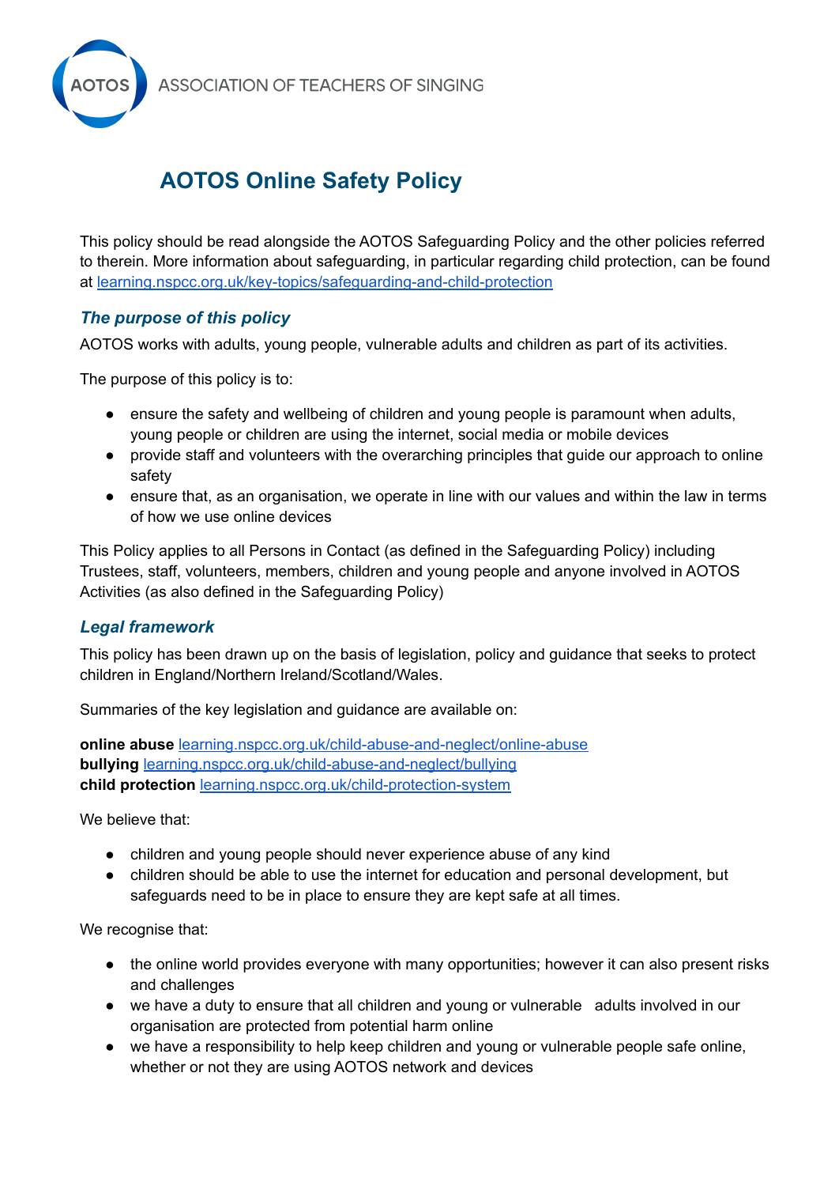AOTOS ASSOCIATION OF TEACHERS OF SINGING

# AOTOS Online Safety Policy

This policy should be read alongside the AOTOS Safeguarding Policy and the other policies referred to therein. More information about safeguarding, in particular regarding child protection, can be found at [learning.nspcc.org.uk/key-topics/safeguarding-and-child-protection](https://learning.nspcc.org.uk/key-topics/safeguarding-and-child-protection)

## *The purpose of this policy*

AOTOS works with adults, young people, vulnerable adults and children as part of its activities.

The purpose of this policy is to:

- ensure the safety and wellbeing of children and young people is paramount when adults, young people or children are using the internet, social media or mobile devices
- provide staff and volunteers with the overarching principles that guide our approach to online safety
- ensure that, as an organisation, we operate in line with our values and within the law in terms of how we use online devices

This Policy applies to all Persons in Contact (as defined in the Safeguarding Policy) including Trustees, staff, volunteers, members, children and young people and anyone involved in AOTOS Activities (as also defined in the Safeguarding Policy)

## *Legal framework*

This policy has been drawn up on the basis of legislation, policy and guidance that seeks to protect children in England/Northern Ireland/Scotland/Wales.

Summaries of the key legislation and guidance are available on:

**online abuse** [learning.nspcc.org.uk/child-abuse-and-neglect/online-abuse](https://learning.nspcc.org.uk/child-abuse-and-neglect/online-abuse)
**bullying** [learning.nspcc.org.uk/child-abuse-and-neglect/bullying](https://learning.nspcc.org.uk/child-abuse-and-neglect/bullying)
**child protection** [learning.nspcc.org.uk/child-protection-system](https://learning.nspcc.org.uk/child-protection-system)

We believe that:

- children and young people should never experience abuse of any kind
- children should be able to use the internet for education and personal development, but safeguards need to be in place to ensure they are kept safe at all times.

We recognise that:

- the online world provides everyone with many opportunities; however it can also present risks and challenges
- we have a duty to ensure that all children and young or vulnerable adults involved in our organisation are protected from potential harm online
- we have a responsibility to help keep children and young or vulnerable people safe online, whether or not they are using AOTOS network and devices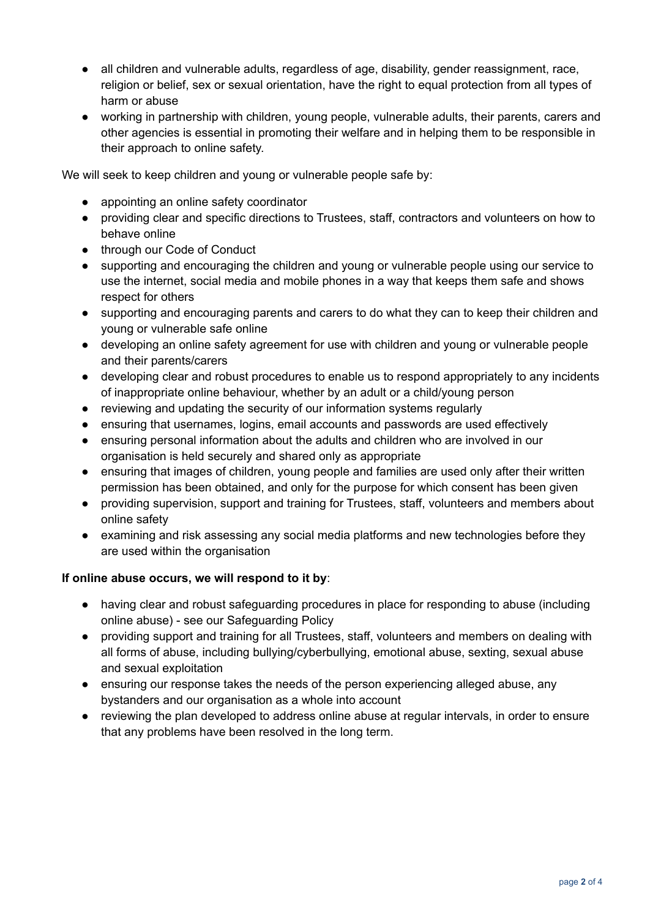- all children and vulnerable adults, regardless of age, disability, gender reassignment, race, religion or belief, sex or sexual orientation, have the right to equal protection from all types of harm or abuse
- working in partnership with children, young people, vulnerable adults, their parents, carers and other agencies is essential in promoting their welfare and in helping them to be responsible in their approach to online safety.

We will seek to keep children and young or vulnerable people safe by:

- appointing an online safety coordinator
- providing clear and specific directions to Trustees, staff, contractors and volunteers on how to behave online
- through our Code of Conduct
- supporting and encouraging the children and young or vulnerable people using our service to use the internet, social media and mobile phones in a way that keeps them safe and shows respect for others
- supporting and encouraging parents and carers to do what they can to keep their children and young or vulnerable safe online
- developing an online safety agreement for use with children and young or vulnerable people and their parents/carers
- developing clear and robust procedures to enable us to respond appropriately to any incidents of inappropriate online behaviour, whether by an adult or a child/young person
- reviewing and updating the security of our information systems regularly
- ensuring that usernames, logins, email accounts and passwords are used effectively
- ensuring personal information about the adults and children who are involved in our organisation is held securely and shared only as appropriate
- ensuring that images of children, young people and families are used only after their written permission has been obtained, and only for the purpose for which consent has been given
- providing supervision, support and training for Trustees, staff, volunteers and members about online safety
- examining and risk assessing any social media platforms and new technologies before they are used within the organisation

**If online abuse occurs, we will respond to it by**:

- having clear and robust safeguarding procedures in place for responding to abuse (including online abuse) - see our Safeguarding Policy
- providing support and training for all Trustees, staff, volunteers and members on dealing with all forms of abuse, including bullying/cyberbullying, emotional abuse, sexting, sexual abuse and sexual exploitation
- ensuring our response takes the needs of the person experiencing alleged abuse, any bystanders and our organisation as a whole into account
- reviewing the plan developed to address online abuse at regular intervals, in order to ensure that any problems have been resolved in the long term.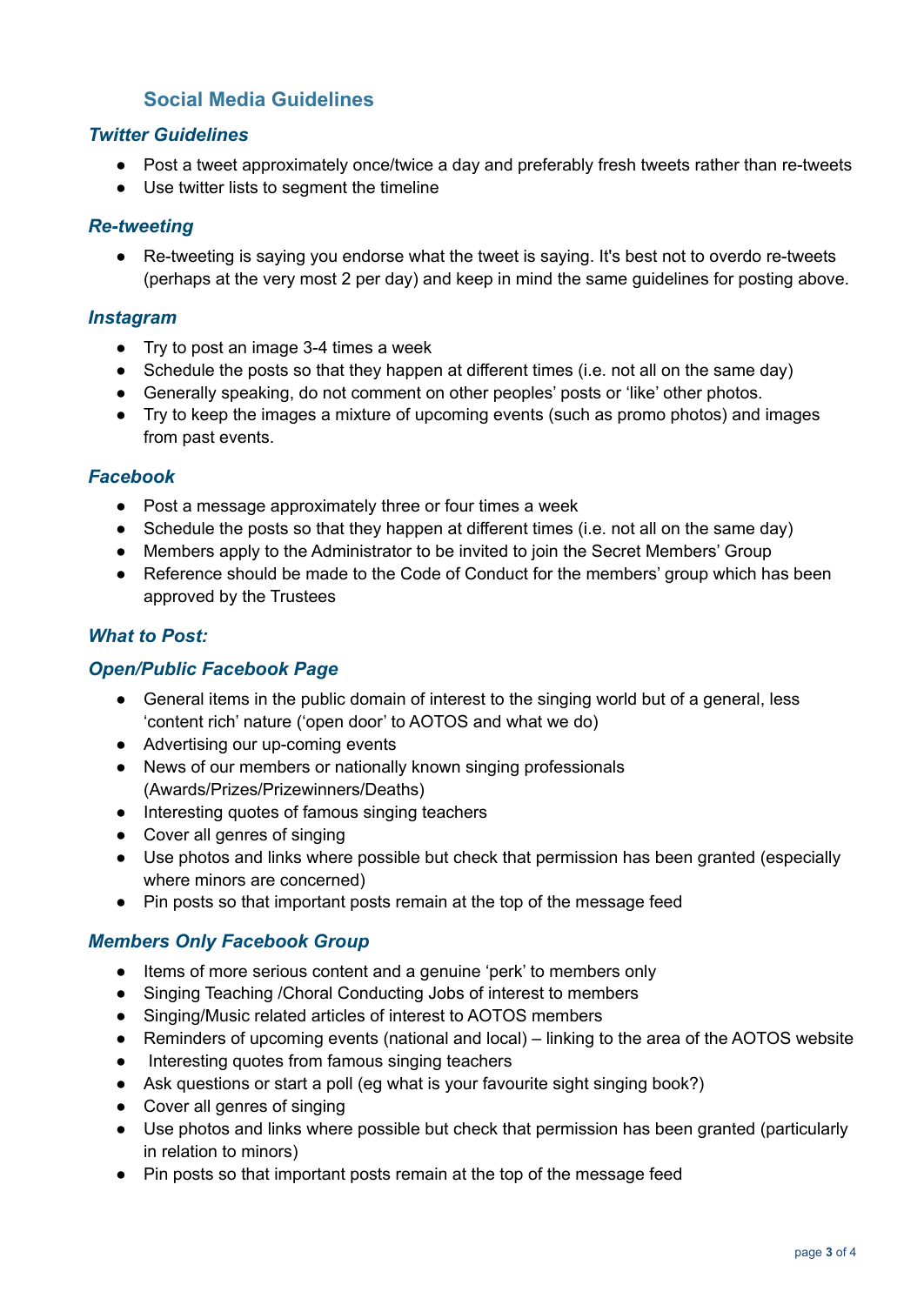## Social Media Guidelines

### *Twitter Guidelines*

- Post a tweet approximately once/twice a day and preferably fresh tweets rather than re-tweets
- Use twitter lists to segment the timeline

### *Re-tweeting*

- Re-tweeting is saying you endorse what the tweet is saying. It's best not to overdo re-tweets (perhaps at the very most 2 per day) and keep in mind the same guidelines for posting above.

### *Instagram*

- Try to post an image 3-4 times a week
- Schedule the posts so that they happen at different times (i.e. not all on the same day)
- Generally speaking, do not comment on other peoples' posts or 'like' other photos.
- Try to keep the images a mixture of upcoming events (such as promo photos) and images from past events.

### *Facebook*

- Post a message approximately three or four times a week
- Schedule the posts so that they happen at different times (i.e. not all on the same day)
- Members apply to the Administrator to be invited to join the Secret Members' Group
- Reference should be made to the Code of Conduct for the members' group which has been approved by the Trustees

### *What to Post:*

### *Open/Public Facebook Page*

- General items in the public domain of interest to the singing world but of a general, less 'content rich' nature ('open door' to AOTOS and what we do)
- Advertising our up-coming events
- News of our members or nationally known singing professionals (Awards/Prizes/Prizewinners/Deaths)
- Interesting quotes of famous singing teachers
- Cover all genres of singing
- Use photos and links where possible but check that permission has been granted (especially where minors are concerned)
- Pin posts so that important posts remain at the top of the message feed

### *Members Only Facebook Group*

- Items of more serious content and a genuine 'perk' to members only
- Singing Teaching /Choral Conducting Jobs of interest to members
- Singing/Music related articles of interest to AOTOS members
- Reminders of upcoming events (national and local) – linking to the area of the AOTOS website
- Interesting quotes from famous singing teachers
- Ask questions or start a poll (eg what is your favourite sight singing book?)
- Cover all genres of singing
- Use photos and links where possible but check that permission has been granted (particularly in relation to minors)
- Pin posts so that important posts remain at the top of the message feed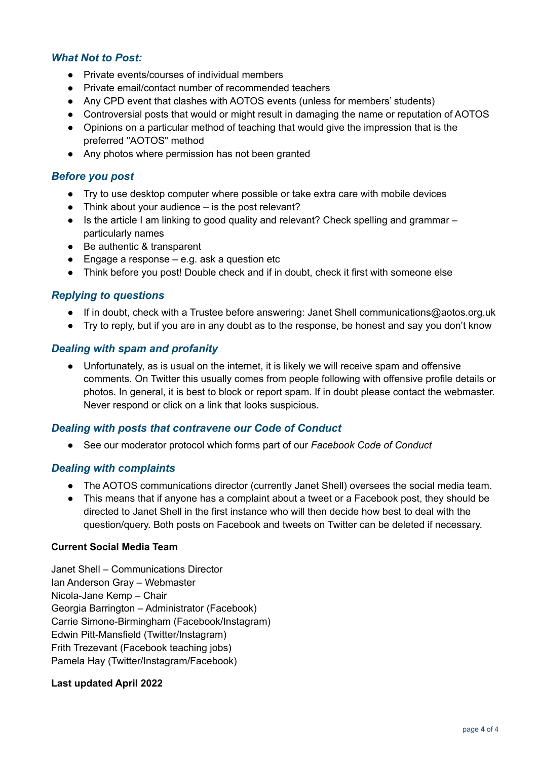### *What Not to Post:*

- Private events/courses of individual members
- Private email/contact number of recommended teachers
- Any CPD event that clashes with AOTOS events (unless for members' students)
- Controversial posts that would or might result in damaging the name or reputation of AOTOS
- Opinions on a particular method of teaching that would give the impression that is the preferred "AOTOS" method
- Any photos where permission has not been granted

### *Before you post*

- Try to use desktop computer where possible or take extra care with mobile devices
- Think about your audience – is the post relevant?
- Is the article I am linking to good quality and relevant? Check spelling and grammar – particularly names
- Be authentic & transparent
- Engage a response – e.g. ask a question etc
- Think before you post! Double check and if in doubt, check it first with someone else

### *Replying to questions*

- If in doubt, check with a Trustee before answering: Janet Shell communications@aotos.org.uk
- Try to reply, but if you are in any doubt as to the response, be honest and say you don't know

### *Dealing with spam and profanity*

- Unfortunately, as is usual on the internet, it is likely we will receive spam and offensive comments. On Twitter this usually comes from people following with offensive profile details or photos. In general, it is best to block or report spam. If in doubt please contact the webmaster. Never respond or click on a link that looks suspicious.

### *Dealing with posts that contravene our Code of Conduct*

- See our moderator protocol which forms part of our *Facebook Code of Conduct*

### *Dealing with complaints*

- The AOTOS communications director (currently Janet Shell) oversees the social media team.
- This means that if anyone has a complaint about a tweet or a Facebook post, they should be directed to Janet Shell in the first instance who will then decide how best to deal with the question/query. Both posts on Facebook and tweets on Twitter can be deleted if necessary.

**Current Social Media Team**

Janet Shell – Communications Director
Ian Anderson Gray – Webmaster
Nicola-Jane Kemp – Chair
Georgia Barrington – Administrator (Facebook)
Carrie Simone-Birmingham (Facebook/Instagram)
Edwin Pitt-Mansfield (Twitter/Instagram)
Frith Trezevant (Facebook teaching jobs)
Pamela Hay (Twitter/Instagram/Facebook)

**Last updated April 2022**